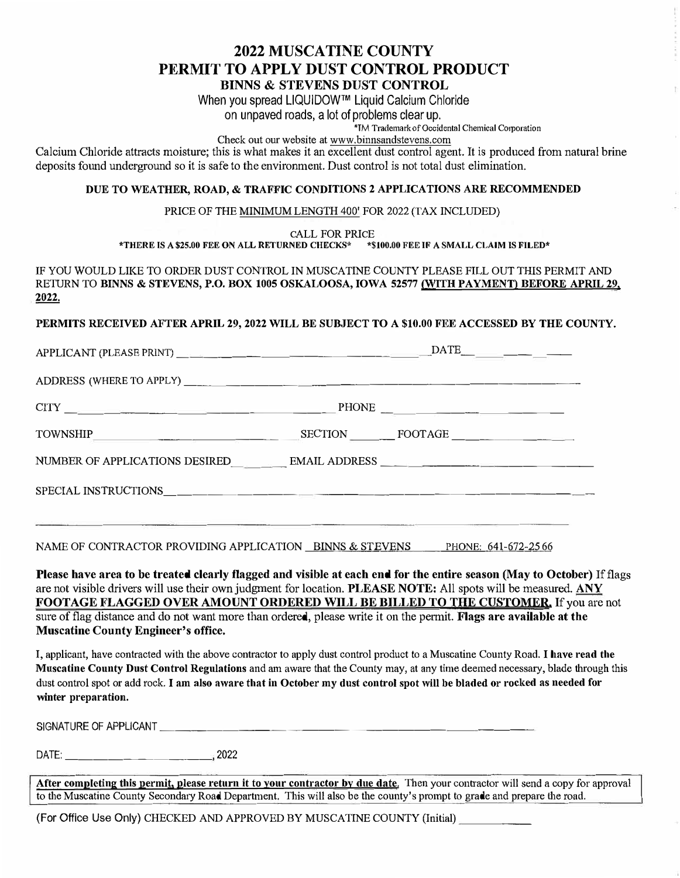# 2022 MUSCATINE COUNTY
# PERMIT TO APPLY DUST CONTROL PRODUCT
## BINNS & STEVENS DUST CONTROL

When you spread LIQUIDOW™ Liquid Calcium Chloride
on unpaved roads, a lot of problems clear up.

*TM Trademark of Occidental Chemical Corporation

Check out our website at www.binnsandstevens.com

Calcium Chloride attracts moisture; this is what makes it an excellent dust control agent. It is produced from natural brine deposits found underground so it is safe to the environment. Dust control is not total dust elimination.

**DUE TO WEATHER, ROAD, & TRAFFIC CONDITIONS 2 APPLICATIONS ARE RECOMMENDED**

PRICE OF THE MINIMUM LENGTH 400' FOR 2022 (TAX INCLUDED)

CALL FOR PRICE

**\*THERE IS A $25.00 FEE ON ALL RETURNED CHECKS\*   \*$100.00 FEE IF A SMALL CLAIM IS FILED\***

IF YOU WOULD LIKE TO ORDER DUST CONTROL IN MUSCATINE COUNTY PLEASE FILL OUT THIS PERMIT AND RETURN TO **BINNS & STEVENS, P.O. BOX 1005 OSKALOOSA, IOWA 52577 (WITH PAYMENT) BEFORE APRIL 29, 2022.**

**PERMITS RECEIVED AFTER APRIL 29, 2022 WILL BE SUBJECT TO A $10.00 FEE ACCESSED BY THE COUNTY.**

APPLICANT (PLEASE PRINT) ______________________________ DATE__________

ADDRESS (WHERE TO APPLY) ______________________________

CITY ______________________________ PHONE ______________________________

TOWNSHIP ______________________________ SECTION ________ FOOTAGE ______________

NUMBER OF APPLICATIONS DESIRED________ EMAIL ADDRESS ______________________________

SPECIAL INSTRUCTIONS______________________________

______________________________

NAME OF CONTRACTOR PROVIDING APPLICATION BINNS & STEVENS   PHONE: 641-672-2566

**Please have area to be treated clearly flagged and visible at each end for the entire season (May to October)** If flags are not visible drivers will use their own judgment for location. **PLEASE NOTE:** All spots will be measured. **ANY FOOTAGE FLAGGED OVER AMOUNT ORDERED WILL BE BILLED TO THE CUSTOMER.** If you are not sure of flag distance and do not want more than ordered, please write it on the permit. **Flags are available at the Muscatine County Engineer's office.**

I, applicant, have contracted with the above contractor to apply dust control product to a Muscatine County Road. **I have read the Muscatine County Dust Control Regulations** and am aware that the County may, at any time deemed necessary, blade through this dust control spot or add rock. **I am also aware that in October my dust control spot will be bladed or rocked as needed for winter preparation.**

SIGNATURE OF APPLICANT ______________________________

DATE: ______________________________, 2022

**After completing this permit, please return it to your contractor by due date.** Then your contractor will send a copy for approval to the Muscatine County Secondary Road Department. This will also be the county's prompt to grade and prepare the road.

(For Office Use Only) CHECKED AND APPROVED BY MUSCATINE COUNTY (Initial) __________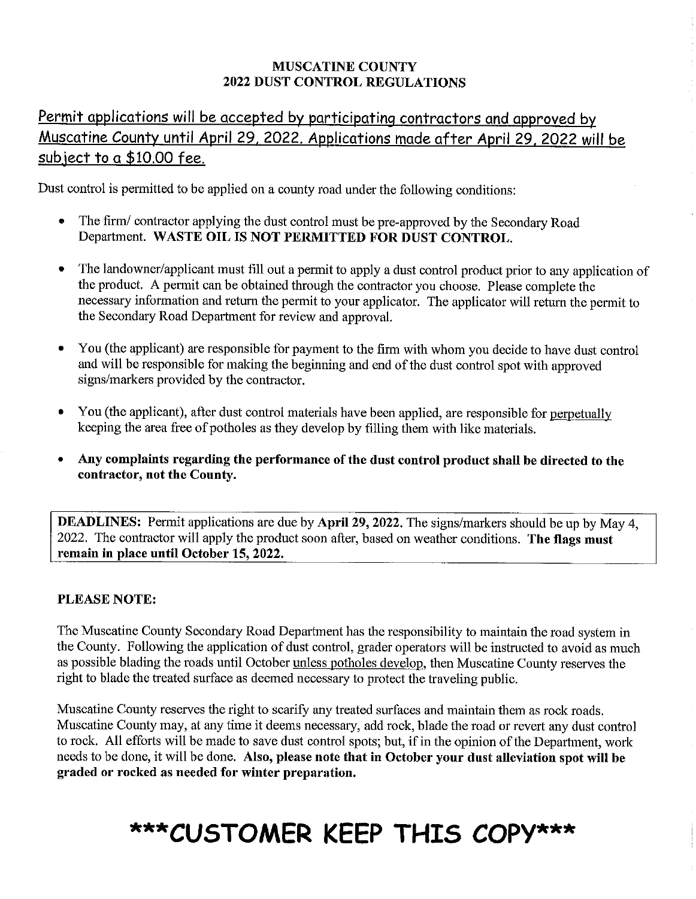# MUSCATINE COUNTY
## 2022 DUST CONTROL REGULATIONS

<u>Permit applications will be accepted by participating contractors and approved by Muscatine County until April 29, 2022. Applications made after April 29, 2022 will be subject to a $10.00 fee.</u>

Dust control is permitted to be applied on a county road under the following conditions:

- The firm/ contractor applying the dust control must be pre-approved by the Secondary Road Department. **WASTE OIL IS NOT PERMITTED FOR DUST CONTROL.**
- The landowner/applicant must fill out a permit to apply a dust control product prior to any application of the product. A permit can be obtained through the contractor you choose. Please complete the necessary information and return the permit to your applicator. The applicator will return the permit to the Secondary Road Department for review and approval.
- You (the applicant) are responsible for payment to the firm with whom you decide to have dust control and will be responsible for making the beginning and end of the dust control spot with approved signs/markers provided by the contractor.
- You (the applicant), after dust control materials have been applied, are responsible for <u>perpetually</u> keeping the area free of potholes as they develop by filling them with like materials.
- **Any complaints regarding the performance of the dust control product shall be directed to the contractor, not the County.**

**DEADLINES:** Permit applications are due by **April 29, 2022.** The signs/markers should be up by May 4, 2022. The contractor will apply the product soon after, based on weather conditions. **The flags must remain in place until October 15, 2022.**

**PLEASE NOTE:**

The Muscatine County Secondary Road Department has the responsibility to maintain the road system in the County. Following the application of dust control, grader operators will be instructed to avoid as much as possible blading the roads until October <u>unless potholes develop</u>, then Muscatine County reserves the right to blade the treated surface as deemed necessary to protect the traveling public.

Muscatine County reserves the right to scarify any treated surfaces and maintain them as rock roads. Muscatine County may, at any time it deems necessary, add rock, blade the road or revert any dust control to rock. All efforts will be made to save dust control spots; but, if in the opinion of the Department, work needs to be done, it will be done. **Also, please note that in October your dust alleviation spot will be graded or rocked as needed for winter preparation.**

# \*\*\*CUSTOMER KEEP THIS COPY\*\*\*